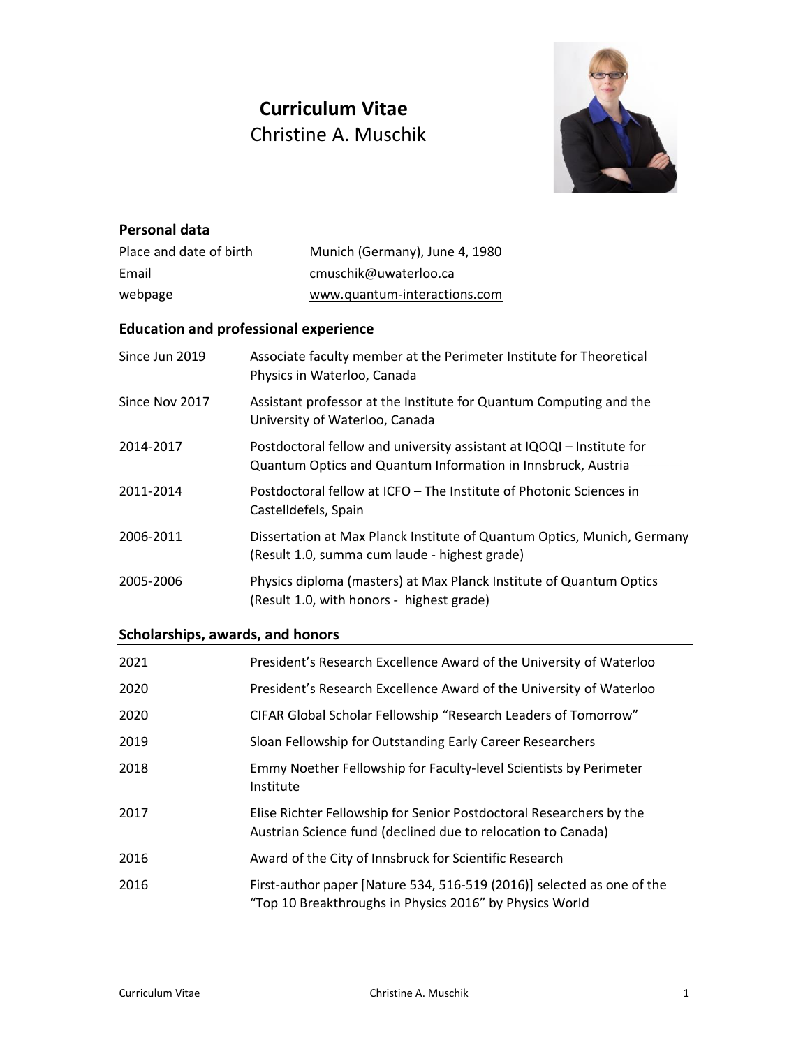# Curriculum Vitae

Christine A. Muschik

## Personal data

| | |
|---|---|
| Place and date of birth | Munich (Germany), June 4, 1980 |
| Email | cmuschik@uwaterloo.ca |
| webpage | www.quantum-interactions.com |

## Education and professional experience

| | |
|---|---|
| Since Jun 2019 | Associate faculty member at the Perimeter Institute for Theoretical Physics in Waterloo, Canada |
| Since Nov 2017 | Assistant professor at the Institute for Quantum Computing and the University of Waterloo, Canada |
| 2014-2017 | Postdoctoral fellow and university assistant at IQOQI – Institute for Quantum Optics and Quantum Information in Innsbruck, Austria |
| 2011-2014 | Postdoctoral fellow at ICFO – The Institute of Photonic Sciences in Castelldefels, Spain |
| 2006-2011 | Dissertation at Max Planck Institute of Quantum Optics, Munich, Germany (Result 1.0, summa cum laude - highest grade) |
| 2005-2006 | Physics diploma (masters) at Max Planck Institute of Quantum Optics (Result 1.0, with honors - highest grade) |

## Scholarships, awards, and honors

| | |
|---|---|
| 2021 | President's Research Excellence Award of the University of Waterloo |
| 2020 | President's Research Excellence Award of the University of Waterloo |
| 2020 | CIFAR Global Scholar Fellowship "Research Leaders of Tomorrow" |
| 2019 | Sloan Fellowship for Outstanding Early Career Researchers |
| 2018 | Emmy Noether Fellowship for Faculty-level Scientists by Perimeter Institute |
| 2017 | Elise Richter Fellowship for Senior Postdoctoral Researchers by the Austrian Science fund (declined due to relocation to Canada) |
| 2016 | Award of the City of Innsbruck for Scientific Research |
| 2016 | First-author paper [Nature 534, 516-519 (2016)] selected as one of the "Top 10 Breakthroughs in Physics 2016" by Physics World |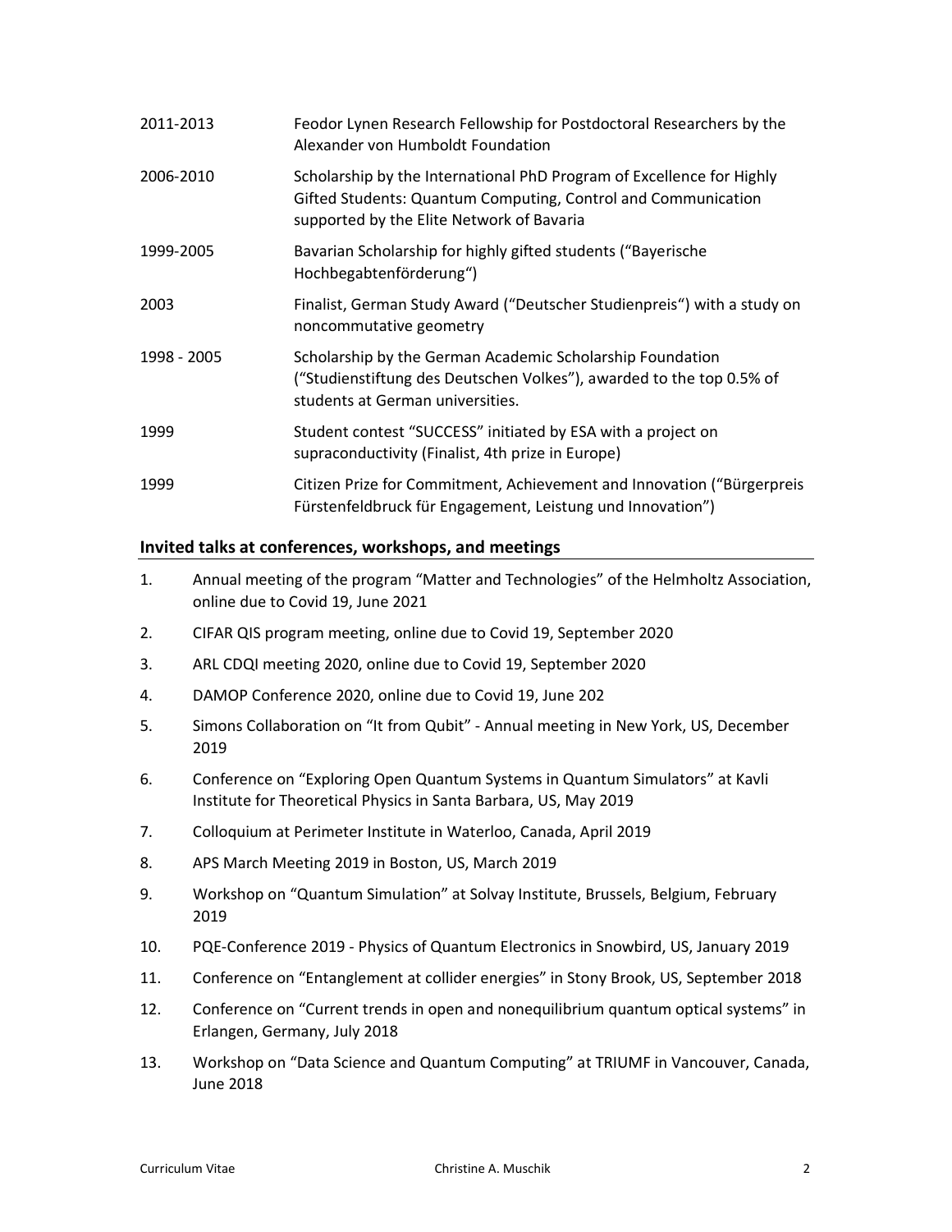| | |
|---|---|
| 2011-2013 | Feodor Lynen Research Fellowship for Postdoctoral Researchers by the Alexander von Humboldt Foundation |
| 2006-2010 | Scholarship by the International PhD Program of Excellence for Highly Gifted Students: Quantum Computing, Control and Communication supported by the Elite Network of Bavaria |
| 1999-2005 | Bavarian Scholarship for highly gifted students ("Bayerische Hochbegabtenförderung") |
| 2003 | Finalist, German Study Award ("Deutscher Studienpreis") with a study on noncommutative geometry |
| 1998 - 2005 | Scholarship by the German Academic Scholarship Foundation ("Studienstiftung des Deutschen Volkes"), awarded to the top 0.5% of students at German universities. |
| 1999 | Student contest "SUCCESS" initiated by ESA with a project on supraconductivity (Finalist, 4th prize in Europe) |
| 1999 | Citizen Prize for Commitment, Achievement and Innovation ("Bürgerpreis Fürstenfeldbruck für Engagement, Leistung und Innovation") |

## Invited talks at conferences, workshops, and meetings

1. Annual meeting of the program "Matter and Technologies" of the Helmholtz Association, online due to Covid 19, June 2021
2. CIFAR QIS program meeting, online due to Covid 19, September 2020
3. ARL CDQI meeting 2020, online due to Covid 19, September 2020
4. DAMOP Conference 2020, online due to Covid 19, June 202
5. Simons Collaboration on "It from Qubit" - Annual meeting in New York, US, December 2019
6. Conference on "Exploring Open Quantum Systems in Quantum Simulators" at Kavli Institute for Theoretical Physics in Santa Barbara, US, May 2019
7. Colloquium at Perimeter Institute in Waterloo, Canada, April 2019
8. APS March Meeting 2019 in Boston, US, March 2019
9. Workshop on "Quantum Simulation" at Solvay Institute, Brussels, Belgium, February 2019
10. PQE-Conference 2019 - Physics of Quantum Electronics in Snowbird, US, January 2019
11. Conference on "Entanglement at collider energies" in Stony Brook, US, September 2018
12. Conference on "Current trends in open and nonequilibrium quantum optical systems" in Erlangen, Germany, July 2018
13. Workshop on "Data Science and Quantum Computing" at TRIUMF in Vancouver, Canada, June 2018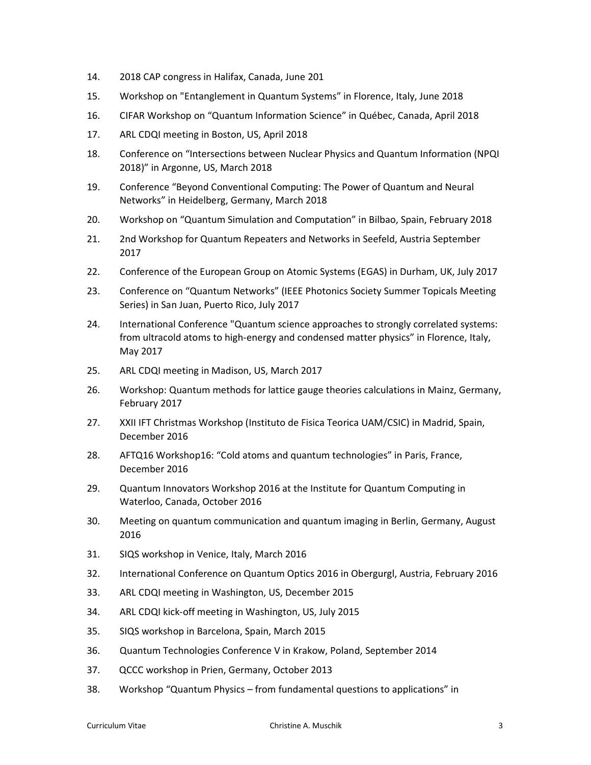14. 2018 CAP congress in Halifax, Canada, June 201
15. Workshop on "Entanglement in Quantum Systems" in Florence, Italy, June 2018
16. CIFAR Workshop on “Quantum Information Science” in Québec, Canada, April 2018
17. ARL CDQI meeting in Boston, US, April 2018
18. Conference on “Intersections between Nuclear Physics and Quantum Information (NPQI 2018)” in Argonne, US, March 2018
19. Conference “Beyond Conventional Computing: The Power of Quantum and Neural Networks” in Heidelberg, Germany, March 2018
20. Workshop on “Quantum Simulation and Computation” in Bilbao, Spain, February 2018
21. 2nd Workshop for Quantum Repeaters and Networks in Seefeld, Austria September 2017
22. Conference of the European Group on Atomic Systems (EGAS) in Durham, UK, July 2017
23. Conference on “Quantum Networks” (IEEE Photonics Society Summer Topicals Meeting Series) in San Juan, Puerto Rico, July 2017
24. International Conference "Quantum science approaches to strongly correlated systems: from ultracold atoms to high-energy and condensed matter physics” in Florence, Italy, May 2017
25. ARL CDQI meeting in Madison, US, March 2017
26. Workshop: Quantum methods for lattice gauge theories calculations in Mainz, Germany, February 2017
27. XXII IFT Christmas Workshop (Instituto de Fisica Teorica UAM/CSIC) in Madrid, Spain, December 2016
28. AFTQ16 Workshop16: “Cold atoms and quantum technologies” in Paris, France, December 2016
29. Quantum Innovators Workshop 2016 at the Institute for Quantum Computing in Waterloo, Canada, October 2016
30. Meeting on quantum communication and quantum imaging in Berlin, Germany, August 2016
31. SIQS workshop in Venice, Italy, March 2016
32. International Conference on Quantum Optics 2016 in Obergurgl, Austria, February 2016
33. ARL CDQI meeting in Washington, US, December 2015
34. ARL CDQI kick-off meeting in Washington, US, July 2015
35. SIQS workshop in Barcelona, Spain, March 2015
36. Quantum Technologies Conference V in Krakow, Poland, September 2014
37. QCCC workshop in Prien, Germany, October 2013
38. Workshop “Quantum Physics – from fundamental questions to applications” in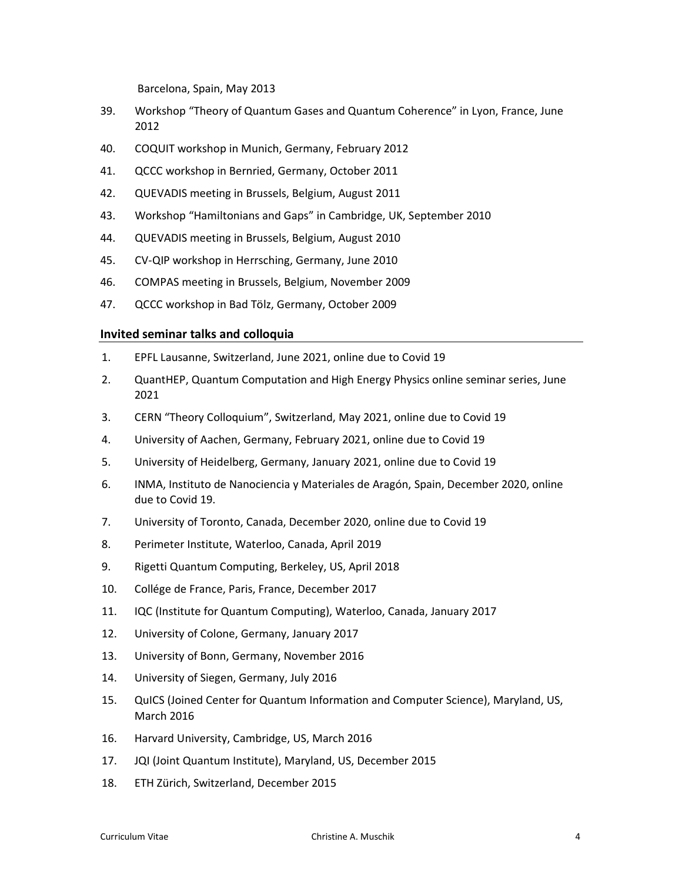Barcelona, Spain, May 2013

39. Workshop "Theory of Quantum Gases and Quantum Coherence" in Lyon, France, June 2012
40. COQUIT workshop in Munich, Germany, February 2012
41. QCCC workshop in Bernried, Germany, October 2011
42. QUEVADIS meeting in Brussels, Belgium, August 2011
43. Workshop "Hamiltonians and Gaps" in Cambridge, UK, September 2010
44. QUEVADIS meeting in Brussels, Belgium, August 2010
45. CV-QIP workshop in Herrsching, Germany, June 2010
46. COMPAS meeting in Brussels, Belgium, November 2009
47. QCCC workshop in Bad Tölz, Germany, October 2009

## Invited seminar talks and colloquia

1. EPFL Lausanne, Switzerland, June 2021, online due to Covid 19
2. QuantHEP, Quantum Computation and High Energy Physics online seminar series, June 2021
3. CERN "Theory Colloquium", Switzerland, May 2021, online due to Covid 19
4. University of Aachen, Germany, February 2021, online due to Covid 19
5. University of Heidelberg, Germany, January 2021, online due to Covid 19
6. INMA, Instituto de Nanociencia y Materiales de Aragón, Spain, December 2020, online due to Covid 19.
7. University of Toronto, Canada, December 2020, online due to Covid 19
8. Perimeter Institute, Waterloo, Canada, April 2019
9. Rigetti Quantum Computing, Berkeley, US, April 2018
10. Collége de France, Paris, France, December 2017
11. IQC (Institute for Quantum Computing), Waterloo, Canada, January 2017
12. University of Colone, Germany, January 2017
13. University of Bonn, Germany, November 2016
14. University of Siegen, Germany, July 2016
15. QuICS (Joined Center for Quantum Information and Computer Science), Maryland, US, March 2016
16. Harvard University, Cambridge, US, March 2016
17. JQI (Joint Quantum Institute), Maryland, US, December 2015
18. ETH Zürich, Switzerland, December 2015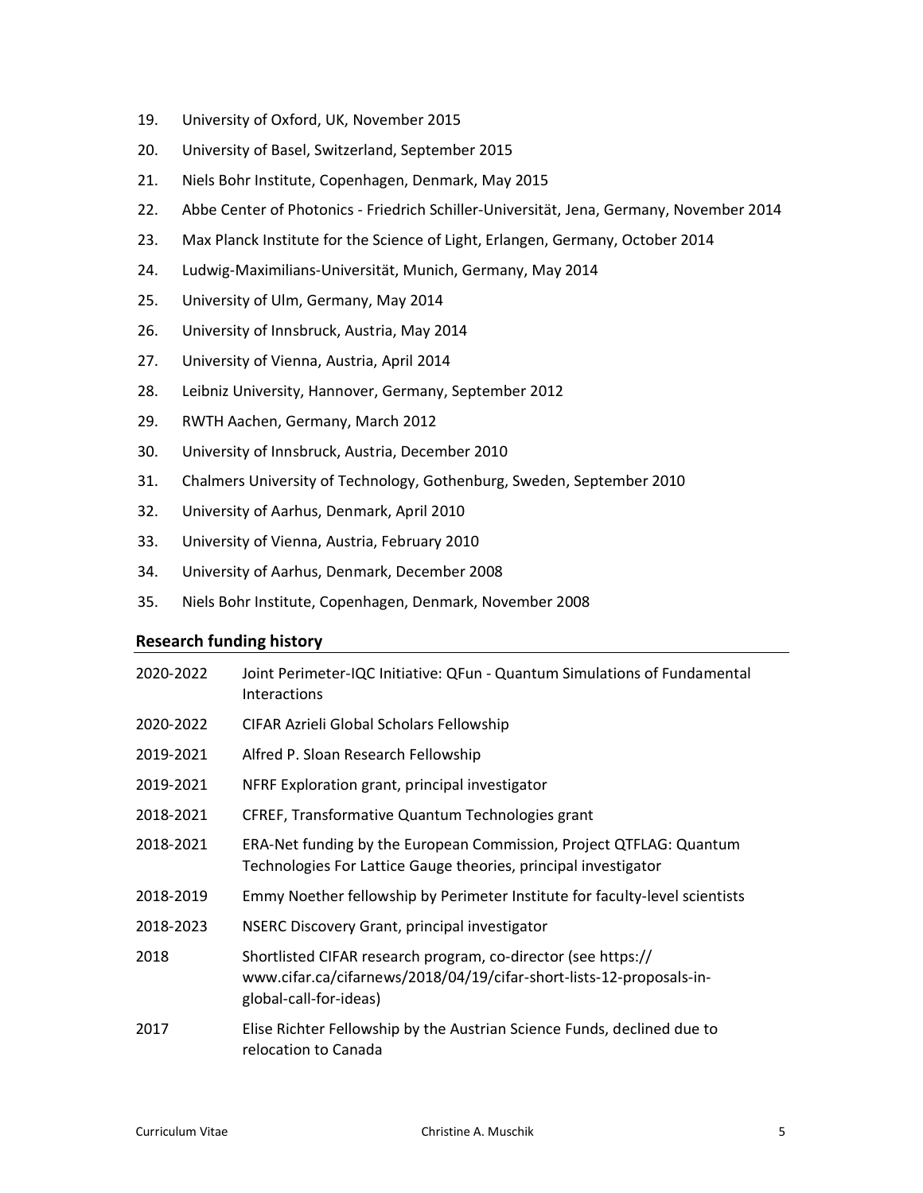19. University of Oxford, UK, November 2015
20. University of Basel, Switzerland, September 2015
21. Niels Bohr Institute, Copenhagen, Denmark, May 2015
22. Abbe Center of Photonics - Friedrich Schiller-Universität, Jena, Germany, November 2014
23. Max Planck Institute for the Science of Light, Erlangen, Germany, October 2014
24. Ludwig-Maximilians-Universität, Munich, Germany, May 2014
25. University of Ulm, Germany, May 2014
26. University of Innsbruck, Austria, May 2014
27. University of Vienna, Austria, April 2014
28. Leibniz University, Hannover, Germany, September 2012
29. RWTH Aachen, Germany, March 2012
30. University of Innsbruck, Austria, December 2010
31. Chalmers University of Technology, Gothenburg, Sweden, September 2010
32. University of Aarhus, Denmark, April 2010
33. University of Vienna, Austria, February 2010
34. University of Aarhus, Denmark, December 2008
35. Niels Bohr Institute, Copenhagen, Denmark, November 2008

## Research funding history

| | |
|---|---|
| 2020-2022 | Joint Perimeter-IQC Initiative: QFun - Quantum Simulations of Fundamental Interactions |
| 2020-2022 | CIFAR Azrieli Global Scholars Fellowship |
| 2019-2021 | Alfred P. Sloan Research Fellowship |
| 2019-2021 | NFRF Exploration grant, principal investigator |
| 2018-2021 | CFREF, Transformative Quantum Technologies grant |
| 2018-2021 | ERA-Net funding by the European Commission, Project QTFLAG: Quantum Technologies For Lattice Gauge theories, principal investigator |
| 2018-2019 | Emmy Noether fellowship by Perimeter Institute for faculty-level scientists |
| 2018-2023 | NSERC Discovery Grant, principal investigator |
| 2018 | Shortlisted CIFAR research program, co-director (see https://www.cifar.ca/cifarnews/2018/04/19/cifar-short-lists-12-proposals-in-global-call-for-ideas) |
| 2017 | Elise Richter Fellowship by the Austrian Science Funds, declined due to relocation to Canada |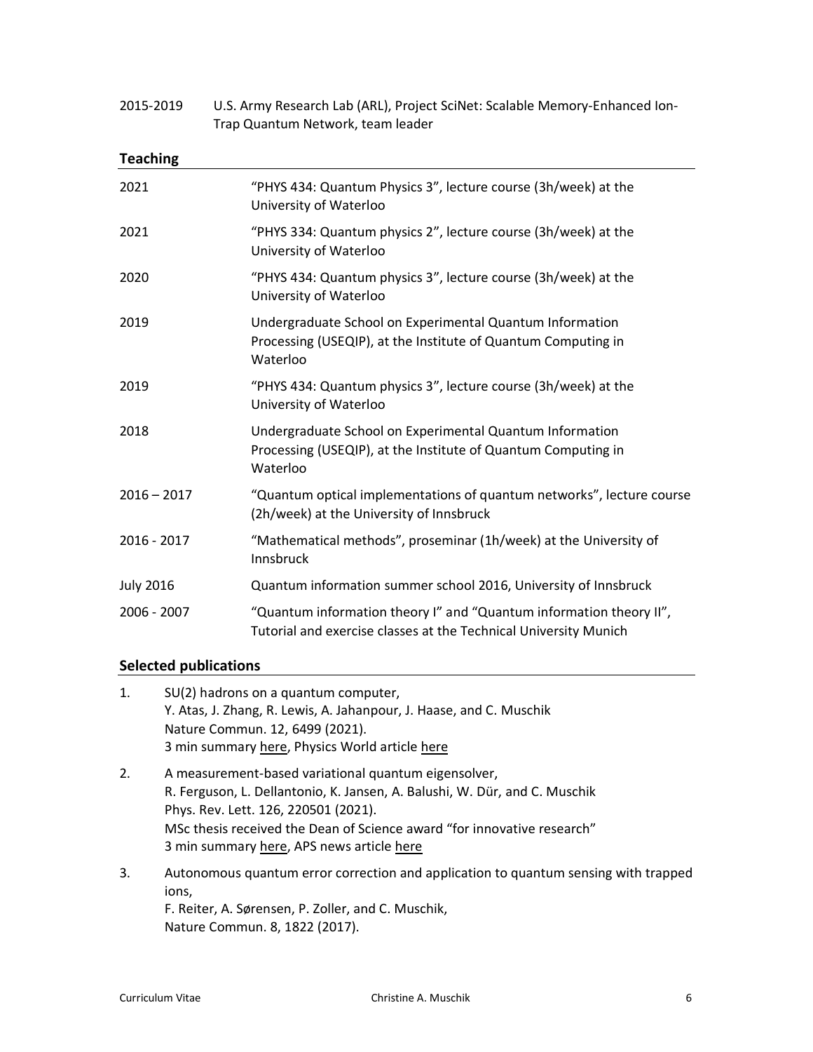2015-2019 U.S. Army Research Lab (ARL), Project SciNet: Scalable Memory-Enhanced Ion-Trap Quantum Network, team leader

## Teaching

| | |
|---|---|
| 2021 | "PHYS 434: Quantum Physics 3", lecture course (3h/week) at the University of Waterloo |
| 2021 | "PHYS 334: Quantum physics 2", lecture course (3h/week) at the University of Waterloo |
| 2020 | "PHYS 434: Quantum physics 3", lecture course (3h/week) at the University of Waterloo |
| 2019 | Undergraduate School on Experimental Quantum Information Processing (USEQIP), at the Institute of Quantum Computing in Waterloo |
| 2019 | "PHYS 434: Quantum physics 3", lecture course (3h/week) at the University of Waterloo |
| 2018 | Undergraduate School on Experimental Quantum Information Processing (USEQIP), at the Institute of Quantum Computing in Waterloo |
| 2016 – 2017 | "Quantum optical implementations of quantum networks", lecture course (2h/week) at the University of Innsbruck |
| 2016 - 2017 | "Mathematical methods", proseminar (1h/week) at the University of Innsbruck |
| July 2016 | Quantum information summer school 2016, University of Innsbruck |
| 2006 - 2007 | "Quantum information theory I" and "Quantum information theory II", Tutorial and exercise classes at the Technical University Munich |

## Selected publications

1. SU(2) hadrons on a quantum computer,
   Y. Atas, J. Zhang, R. Lewis, A. Jahanpour, J. Haase, and C. Muschik
   Nature Commun. 12, 6499 (2021).
   3 min summary here, Physics World article here

2. A measurement-based variational quantum eigensolver,
   R. Ferguson, L. Dellantonio, K. Jansen, A. Balushi, W. Dür, and C. Muschik
   Phys. Rev. Lett. 126, 220501 (2021).
   MSc thesis received the Dean of Science award "for innovative research"
   3 min summary here, APS news article here

3. Autonomous quantum error correction and application to quantum sensing with trapped ions,
   F. Reiter, A. Sørensen, P. Zoller, and C. Muschik,
   Nature Commun. 8, 1822 (2017).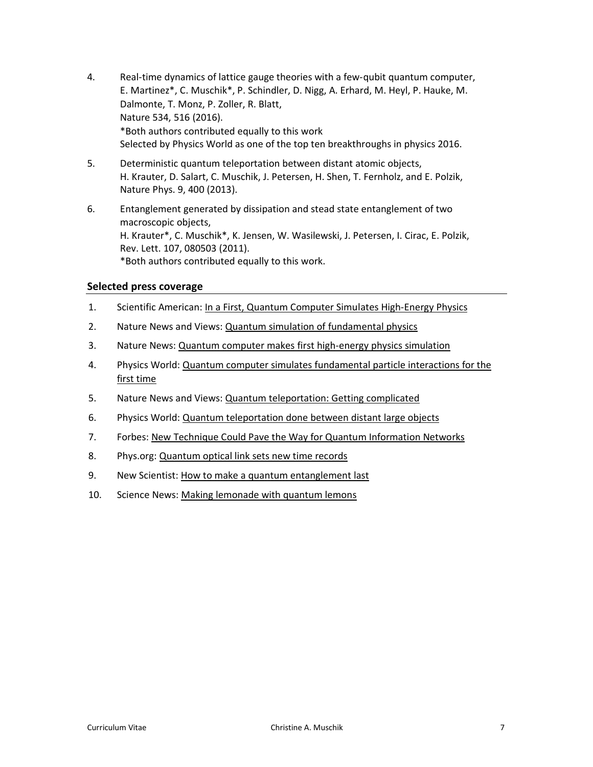4. Real-time dynamics of lattice gauge theories with a few-qubit quantum computer,
   E. Martinez*, C. Muschik*, P. Schindler, D. Nigg, A. Erhard, M. Heyl, P. Hauke, M. Dalmonte, T. Monz, P. Zoller, R. Blatt,
   Nature 534, 516 (2016).
   *Both authors contributed equally to this work
   Selected by Physics World as one of the top ten breakthroughs in physics 2016.

5. Deterministic quantum teleportation between distant atomic objects,
   H. Krauter, D. Salart, C. Muschik, J. Petersen, H. Shen, T. Fernholz, and E. Polzik,
   Nature Phys. 9, 400 (2013).

6. Entanglement generated by dissipation and stead state entanglement of two macroscopic objects,
   H. Krauter*, C. Muschik*, K. Jensen, W. Wasilewski, J. Petersen, I. Cirac, E. Polzik,
   Rev. Lett. 107, 080503 (2011).
   *Both authors contributed equally to this work.

## Selected press coverage

1. Scientific American: In a First, Quantum Computer Simulates High-Energy Physics
2. Nature News and Views: Quantum simulation of fundamental physics
3. Nature News: Quantum computer makes first high-energy physics simulation
4. Physics World: Quantum computer simulates fundamental particle interactions for the first time
5. Nature News and Views: Quantum teleportation: Getting complicated
6. Physics World: Quantum teleportation done between distant large objects
7. Forbes: New Technique Could Pave the Way for Quantum Information Networks
8. Phys.org: Quantum optical link sets new time records
9. New Scientist: How to make a quantum entanglement last
10. Science News: Making lemonade with quantum lemons